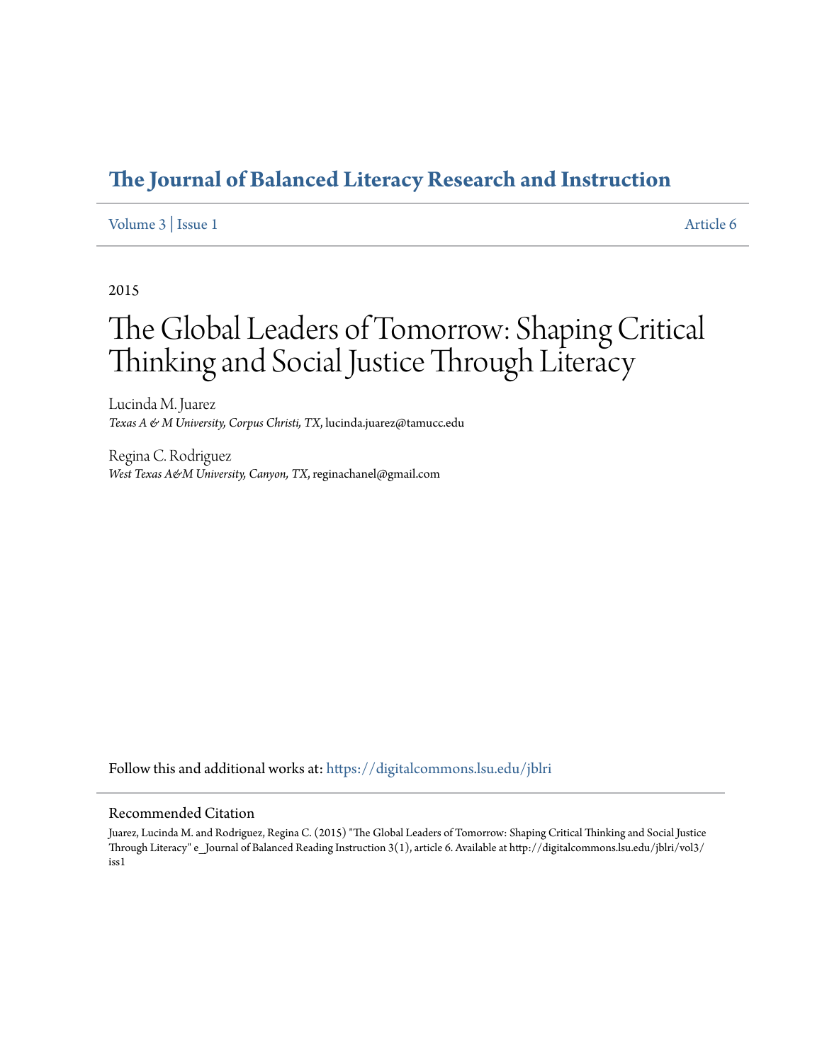# The Journal of Balanced Literacy Research and Instruction

Volume 3 | Issue 1 Article 6

2015

# The Global Leaders of Tomorrow: Shaping Critical Thinking and Social Justice Through Literacy

Lucinda M. Juarez
*Texas A & M University, Corpus Christi, TX*, lucinda.juarez@tamucc.edu

Regina C. Rodriguez
*West Texas A&M University, Canyon, TX*, reginachanel@gmail.com

Follow this and additional works at: https://digitalcommons.lsu.edu/jblri

## Recommended Citation

Juarez, Lucinda M. and Rodriguez, Regina C. (2015) "The Global Leaders of Tomorrow: Shaping Critical Thinking and Social Justice Through Literacy" e_Journal of Balanced Reading Instruction 3(1), article 6. Available at http://digitalcommons.lsu.edu/jblri/vol3/iss1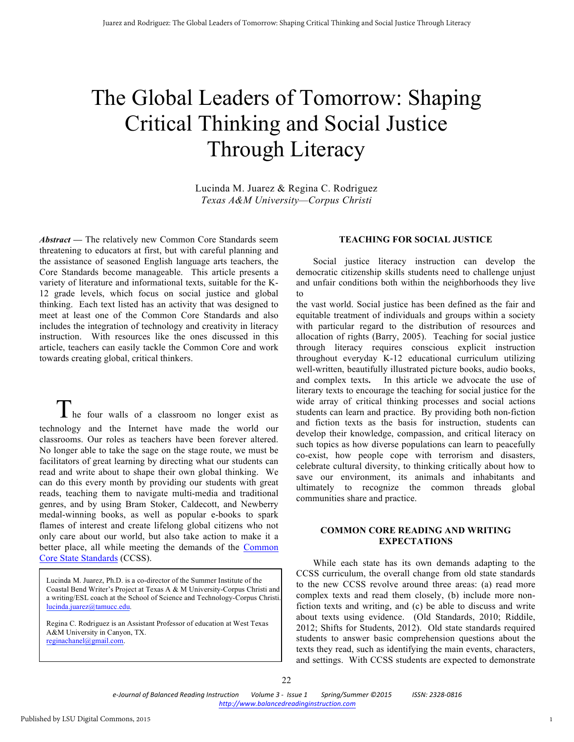# The Global Leaders of Tomorrow: Shaping Critical Thinking and Social Justice Through Literacy

Lucinda M. Juarez & Regina C. Rodriguez
*Texas A&M University—Corpus Christi*

***Abstract*** — The relatively new Common Core Standards seem threatening to educators at first, but with careful planning and the assistance of seasoned English language arts teachers, the Core Standards become manageable. This article presents a variety of literature and informational texts, suitable for the K-12 grade levels, which focus on social justice and global thinking. Each text listed has an activity that was designed to meet at least one of the Common Core Standards and also includes the integration of technology and creativity in literacy instruction. With resources like the ones discussed in this article, teachers can easily tackle the Common Core and work towards creating global, critical thinkers.

The four walls of a classroom no longer exist as technology and the Internet have made the world our classrooms. Our roles as teachers have been forever altered. No longer able to take the sage on the stage route, we must be facilitators of great learning by directing what our students can read and write about to shape their own global thinking. We can do this every month by providing our students with great reads, teaching them to navigate multi-media and traditional genres, and by using Bram Stoker, Caldecott, and Newberry medal-winning books, as well as popular e-books to spark flames of interest and create lifelong global citizens who not only care about our world, but also take action to make it a better place, all while meeting the demands of the Common Core State Standards (CCSS).

> Lucinda M. Juarez, Ph.D. is a co-director of the Summer Institute of the Coastal Bend Writer's Project at Texas A & M University-Corpus Christi and a writing/ESL coach at the School of Science and Technology-Corpus Christi. lucinda.juarez@tamucc.edu.
>
> Regina C. Rodriguez is an Assistant Professor of education at West Texas A&M University in Canyon, TX. reginachanel@gmail.com.

## TEACHING FOR SOCIAL JUSTICE

Social justice literacy instruction can develop the democratic citizenship skills students need to challenge unjust and unfair conditions both within the neighborhoods they live to the vast world. Social justice has been defined as the fair and equitable treatment of individuals and groups within a society with particular regard to the distribution of resources and allocation of rights (Barry, 2005). Teaching for social justice through literacy requires conscious explicit instruction throughout everyday K-12 educational curriculum utilizing well-written, beautifully illustrated picture books, audio books, and complex texts**.** In this article we advocate the use of literary texts to encourage the teaching for social justice for the wide array of critical thinking processes and social actions students can learn and practice. By providing both non-fiction and fiction texts as the basis for instruction, students can develop their knowledge, compassion, and critical literacy on such topics as how diverse populations can learn to peacefully co-exist, how people cope with terrorism and disasters, celebrate cultural diversity, to thinking critically about how to save our environment, its animals and inhabitants and ultimately to recognize the common threads global communities share and practice.

## COMMON CORE READING AND WRITING EXPECTATIONS

While each state has its own demands adapting to the CCSS curriculum, the overall change from old state standards to the new CCSS revolve around three areas: (a) read more complex texts and read them closely, (b) include more non-fiction texts and writing, and (c) be able to discuss and write about texts using evidence. (Old Standards, 2010; Riddile, 2012; Shifts for Students, 2012). Old state standards required students to answer basic comprehension questions about the texts they read, such as identifying the main events, characters, and settings. With CCSS students are expected to demonstrate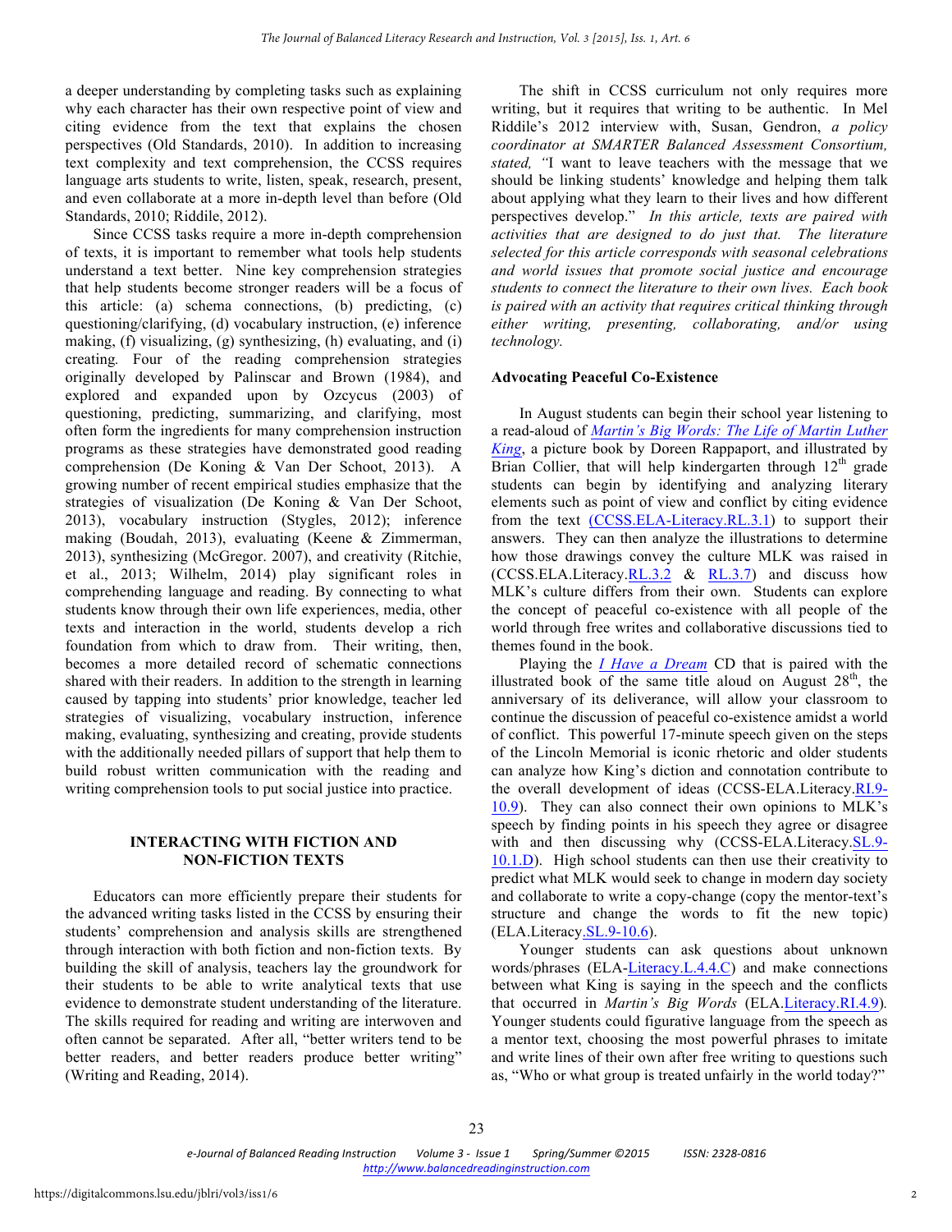a deeper understanding by completing tasks such as explaining why each character has their own respective point of view and citing evidence from the text that explains the chosen perspectives (Old Standards, 2010). In addition to increasing text complexity and text comprehension, the CCSS requires language arts students to write, listen, speak, research, present, and even collaborate at a more in-depth level than before (Old Standards, 2010; Riddile, 2012).

Since CCSS tasks require a more in-depth comprehension of texts, it is important to remember what tools help students understand a text better. Nine key comprehension strategies that help students become stronger readers will be a focus of this article: (a) schema connections, (b) predicting, (c) questioning/clarifying, (d) vocabulary instruction, (e) inference making, (f) visualizing, (g) synthesizing, (h) evaluating, and (i) creating. Four of the reading comprehension strategies originally developed by Palinscar and Brown (1984), and explored and expanded upon by Ozcycus (2003) of questioning, predicting, summarizing, and clarifying, most often form the ingredients for many comprehension instruction programs as these strategies have demonstrated good reading comprehension (De Koning & Van Der Schoot, 2013). A growing number of recent empirical studies emphasize that the strategies of visualization (De Koning & Van Der Schoot, 2013), vocabulary instruction (Stygles, 2012); inference making (Boudah, 2013), evaluating (Keene & Zimmerman, 2013), synthesizing (McGregor. 2007), and creativity (Ritchie, et al., 2013; Wilhelm, 2014) play significant roles in comprehending language and reading. By connecting to what students know through their own life experiences, media, other texts and interaction in the world, students develop a rich foundation from which to draw from. Their writing, then, becomes a more detailed record of schematic connections shared with their readers. In addition to the strength in learning caused by tapping into students' prior knowledge, teacher led strategies of visualizing, vocabulary instruction, inference making, evaluating, synthesizing and creating, provide students with the additionally needed pillars of support that help them to build robust written communication with the reading and writing comprehension tools to put social justice into practice.

## INTERACTING WITH FICTION AND NON-FICTION TEXTS

Educators can more efficiently prepare their students for the advanced writing tasks listed in the CCSS by ensuring their students' comprehension and analysis skills are strengthened through interaction with both fiction and non-fiction texts. By building the skill of analysis, teachers lay the groundwork for their students to be able to write analytical texts that use evidence to demonstrate student understanding of the literature. The skills required for reading and writing are interwoven and often cannot be separated. After all, "better writers tend to be better readers, and better readers produce better writing" (Writing and Reading, 2014).

The shift in CCSS curriculum not only requires more writing, but it requires that writing to be authentic. In Mel Riddile's 2012 interview with, Susan, Gendron, *a policy coordinator at SMARTER Balanced Assessment Consortium, stated, "*I want to leave teachers with the message that we should be linking students' knowledge and helping them talk about applying what they learn to their lives and how different perspectives develop." *In this article, texts are paired with activities that are designed to do just that. The literature selected for this article corresponds with seasonal celebrations and world issues that promote social justice and encourage students to connect the literature to their own lives. Each book is paired with an activity that requires critical thinking through either writing, presenting, collaborating, and/or using technology.*

### Advocating Peaceful Co-Existence

In August students can begin their school year listening to a read-aloud of *Martin's Big Words: The Life of Martin Luther King*, a picture book by Doreen Rappaport, and illustrated by Brian Collier, that will help kindergarten through 12th grade students can begin by identifying and analyzing literary elements such as point of view and conflict by citing evidence from the text (CCSS.ELA-Literacy.RL.3.1) to support their answers. They can then analyze the illustrations to determine how those drawings convey the culture MLK was raised in (CCSS.ELA.Literacy.RL.3.2 & RL.3.7) and discuss how MLK's culture differs from their own. Students can explore the concept of peaceful co-existence with all people of the world through free writes and collaborative discussions tied to themes found in the book.

Playing the *I Have a Dream* CD that is paired with the illustrated book of the same title aloud on August 28th, the anniversary of its deliverance, will allow your classroom to continue the discussion of peaceful co-existence amidst a world of conflict. This powerful 17-minute speech given on the steps of the Lincoln Memorial is iconic rhetoric and older students can analyze how King's diction and connotation contribute to the overall development of ideas (CCSS-ELA.Literacy.RI.9-10.9). They can also connect their own opinions to MLK's speech by finding points in his speech they agree or disagree with and then discussing why (CCSS-ELA.Literacy.SL.9-10.1.D). High school students can then use their creativity to predict what MLK would seek to change in modern day society and collaborate to write a copy-change (copy the mentor-text's structure and change the words to fit the new topic) (ELA.Literacy.SL.9-10.6).

Younger students can ask questions about unknown words/phrases (ELA-Literacy.L.4.4.C) and make connections between what King is saying in the speech and the conflicts that occurred in *Martin's Big Words* (ELA.Literacy.RI.4.9). Younger students could figurative language from the speech as a mentor text, choosing the most powerful phrases to imitate and write lines of their own after free writing to questions such as, "Who or what group is treated unfairly in the world today?"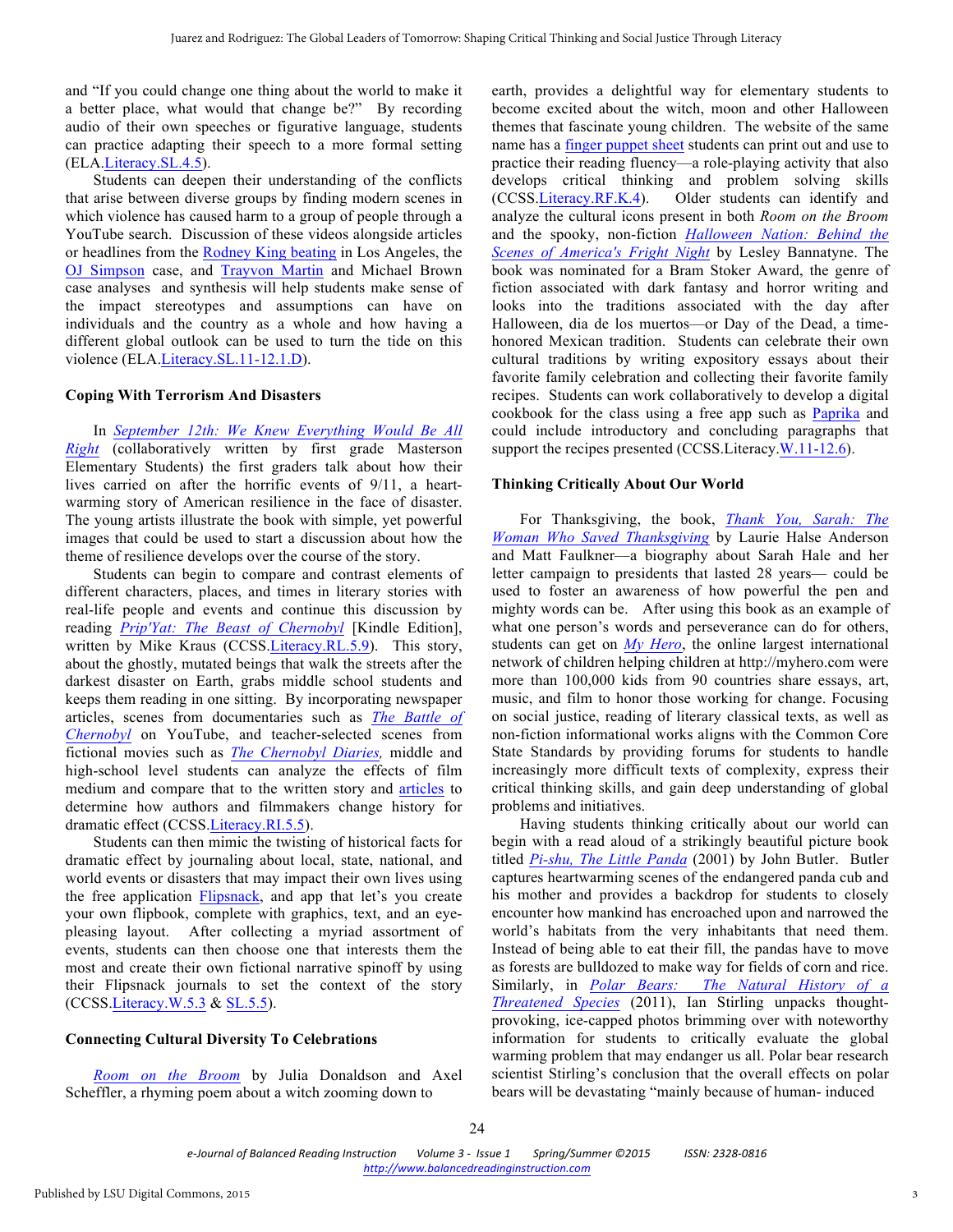and "If you could change one thing about the world to make it a better place, what would that change be?" By recording audio of their own speeches or figurative language, students can practice adapting their speech to a more formal setting (ELA.Literacy.SL.4.5).

Students can deepen their understanding of the conflicts that arise between diverse groups by finding modern scenes in which violence has caused harm to a group of people through a YouTube search. Discussion of these videos alongside articles or headlines from the Rodney King beating in Los Angeles, the OJ Simpson case, and Trayvon Martin and Michael Brown case analyses and synthesis will help students make sense of the impact stereotypes and assumptions can have on individuals and the country as a whole and how having a different global outlook can be used to turn the tide on this violence (ELA.Literacy.SL.11-12.1.D).

### Coping With Terrorism And Disasters

In *September 12th: We Knew Everything Would Be All Right* (collaboratively written by first grade Masterson Elementary Students) the first graders talk about how their lives carried on after the horrific events of 9/11, a heart-warming story of American resilience in the face of disaster. The young artists illustrate the book with simple, yet powerful images that could be used to start a discussion about how the theme of resilience develops over the course of the story.

Students can begin to compare and contrast elements of different characters, places, and times in literary stories with real-life people and events and continue this discussion by reading *Prip'Yat: The Beast of Chernobyl* [Kindle Edition], written by Mike Kraus (CCSS.Literacy.RL.5.9). This story, about the ghostly, mutated beings that walk the streets after the darkest disaster on Earth, grabs middle school students and keeps them reading in one sitting. By incorporating newspaper articles, scenes from documentaries such as *The Battle of Chernobyl* on YouTube, and teacher-selected scenes from fictional movies such as *The Chernobyl Diaries,* middle and high-school level students can analyze the effects of film medium and compare that to the written story and articles to determine how authors and filmmakers change history for dramatic effect (CCSS.Literacy.RI.5.5).

Students can then mimic the twisting of historical facts for dramatic effect by journaling about local, state, national, and world events or disasters that may impact their own lives using the free application Flipsnack, and app that let's you create your own flipbook, complete with graphics, text, and an eye-pleasing layout. After collecting a myriad assortment of events, students can then choose one that interests them the most and create their own fictional narrative spinoff by using their Flipsnack journals to set the context of the story (CCSS.Literacy.W.5.3 & SL.5.5).

### Connecting Cultural Diversity To Celebrations

*Room on the Broom* by Julia Donaldson and Axel Scheffler, a rhyming poem about a witch zooming down to earth, provides a delightful way for elementary students to become excited about the witch, moon and other Halloween themes that fascinate young children. The website of the same name has a finger puppet sheet students can print out and use to practice their reading fluency—a role-playing activity that also develops critical thinking and problem solving skills (CCSS.Literacy.RF.K.4). Older students can identify and analyze the cultural icons present in both *Room on the Broom* and the spooky, non-fiction *Halloween Nation: Behind the Scenes of America's Fright Night* by Lesley Bannatyne. The book was nominated for a Bram Stoker Award, the genre of fiction associated with dark fantasy and horror writing and looks into the traditions associated with the day after Halloween, dia de los muertos—or Day of the Dead, a time-honored Mexican tradition. Students can celebrate their own cultural traditions by writing expository essays about their favorite family celebration and collecting their favorite family recipes. Students can work collaboratively to develop a digital cookbook for the class using a free app such as Paprika and could include introductory and concluding paragraphs that support the recipes presented (CCSS.Literacy.W.11-12.6).

### Thinking Critically About Our World

For Thanksgiving, the book, *Thank You, Sarah: The Woman Who Saved Thanksgiving* by Laurie Halse Anderson and Matt Faulkner—a biography about Sarah Hale and her letter campaign to presidents that lasted 28 years— could be used to foster an awareness of how powerful the pen and mighty words can be. After using this book as an example of what one person's words and perseverance can do for others, students can get on *My Hero*, the online largest international network of children helping children at http://myhero.com were more than 100,000 kids from 90 countries share essays, art, music, and film to honor those working for change. Focusing on social justice, reading of literary classical texts, as well as non-fiction informational works aligns with the Common Core State Standards by providing forums for students to handle increasingly more difficult texts of complexity, express their critical thinking skills, and gain deep understanding of global problems and initiatives.

Having students thinking critically about our world can begin with a read aloud of a strikingly beautiful picture book titled *Pi-shu, The Little Panda* (2001) by John Butler. Butler captures heartwarming scenes of the endangered panda cub and his mother and provides a backdrop for students to closely encounter how mankind has encroached upon and narrowed the world's habitats from the very inhabitants that need them. Instead of being able to eat their fill, the pandas have to move as forests are bulldozed to make way for fields of corn and rice. Similarly, in *Polar Bears: The Natural History of a Threatened Species* (2011), Ian Stirling unpacks thought-provoking, ice-capped photos brimming over with noteworthy information for students to critically evaluate the global warming problem that may endanger us all. Polar bear research scientist Stirling's conclusion that the overall effects on polar bears will be devastating "mainly because of human- induced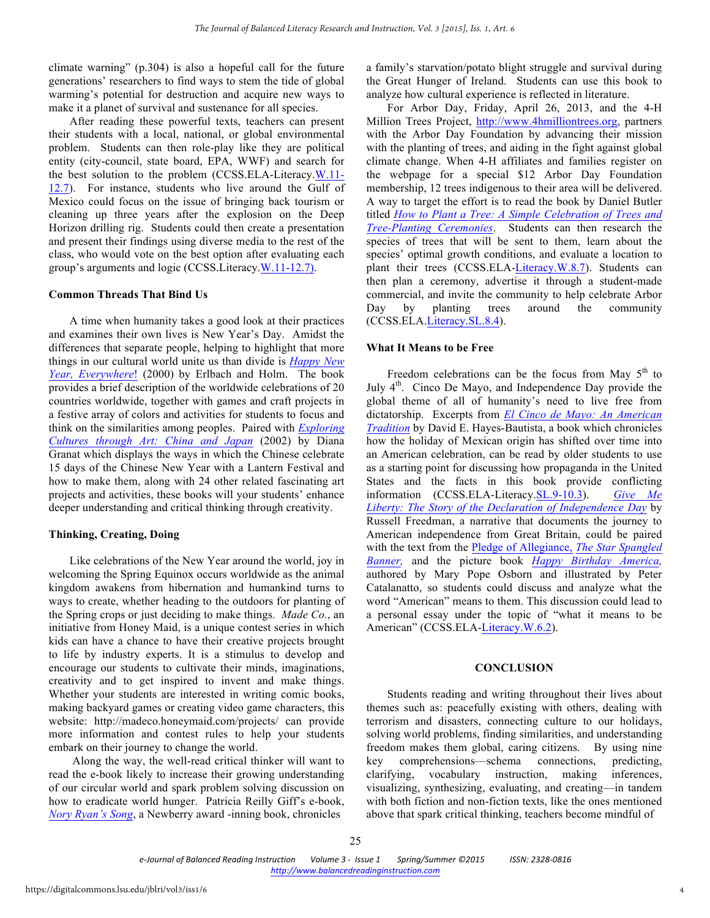climate warning" (p.304) is also a hopeful call for the future generations' researchers to find ways to stem the tide of global warming's potential for destruction and acquire new ways to make it a planet of survival and sustenance for all species.

After reading these powerful texts, teachers can present their students with a local, national, or global environmental problem. Students can then role-play like they are political entity (city-council, state board, EPA, WWF) and search for the best solution to the problem (CCSS.ELA-Literacy.W.11-12.7). For instance, students who live around the Gulf of Mexico could focus on the issue of bringing back tourism or cleaning up three years after the explosion on the Deep Horizon drilling rig. Students could then create a presentation and present their findings using diverse media to the rest of the class, who would vote on the best option after evaluating each group's arguments and logic (CCSS.Literacy.W.11-12.7).

**Common Threads That Bind Us**

A time when humanity takes a good look at their practices and examines their own lives is New Year's Day. Amidst the differences that separate people, helping to highlight that more things in our cultural world unite us than divide is *Happy New Year, Everywhere*! (2000) by Erlbach and Holm. The book provides a brief description of the worldwide celebrations of 20 countries worldwide, together with games and craft projects in a festive array of colors and activities for students to focus and think on the similarities among peoples. Paired with *Exploring Cultures through Art: China and Japan* (2002) by Diana Granat which displays the ways in which the Chinese celebrate 15 days of the Chinese New Year with a Lantern Festival and how to make them, along with 24 other related fascinating art projects and activities, these books will your students' enhance deeper understanding and critical thinking through creativity.

**Thinking, Creating, Doing**

Like celebrations of the New Year around the world, joy in welcoming the Spring Equinox occurs worldwide as the animal kingdom awakens from hibernation and humankind turns to ways to create, whether heading to the outdoors for planting of the Spring crops or just deciding to make things. *Made Co.*, an initiative from Honey Maid, is a unique contest series in which kids can have a chance to have their creative projects brought to life by industry experts. It is a stimulus to develop and encourage our students to cultivate their minds, imaginations, creativity and to get inspired to invent and make things. Whether your students are interested in writing comic books, making backyard games or creating video game characters, this website: http://madeco.honeymaid.com/projects/ can provide more information and contest rules to help your students embark on their journey to change the world.

Along the way, the well-read critical thinker will want to read the e-book likely to increase their growing understanding of our circular world and spark problem solving discussion on how to eradicate world hunger. Patricia Reilly Giff's e-book, *Nory Ryan's Song*, a Newberry award -inning book, chronicles a family's starvation/potato blight struggle and survival during the Great Hunger of Ireland. Students can use this book to analyze how cultural experience is reflected in literature.

For Arbor Day, Friday, April 26, 2013, and the 4-H Million Trees Project, http://www.4hmilliontrees.org, partners with the Arbor Day Foundation by advancing their mission with the planting of trees, and aiding in the fight against global climate change. When 4-H affiliates and families register on the webpage for a special $12 Arbor Day Foundation membership, 12 trees indigenous to their area will be delivered. A way to target the effort is to read the book by Daniel Butler titled *How to Plant a Tree: A Simple Celebration of Trees and Tree-Planting Ceremonies*. Students can then research the species of trees that will be sent to them, learn about the species' optimal growth conditions, and evaluate a location to plant their trees (CCSS.ELA-Literacy.W.8.7). Students can then plan a ceremony, advertise it through a student-made commercial, and invite the community to help celebrate Arbor Day by planting trees around the community (CCSS.ELA.Literacy.SL.8.4).

**What It Means to be Free**

Freedom celebrations can be the focus from May 5th to July 4th. Cinco De Mayo, and Independence Day provide the global theme of all of humanity's need to live free from dictatorship. Excerpts from *El Cinco de Mayo: An American Tradition* by David E. Hayes-Bautista, a book which chronicles how the holiday of Mexican origin has shifted over time into an American celebration, can be read by older students to use as a starting point for discussing how propaganda in the United States and the facts in this book provide conflicting information (CCSS.ELA-Literacy.SL.9-10.3). *Give Me Liberty: The Story of the Declaration of Independence Day* by Russell Freedman, a narrative that documents the journey to American independence from Great Britain, could be paired with the text from the Pledge of Allegiance, *The Star Spangled Banner,* and the picture book *Happy Birthday America,* authored by Mary Pope Osborn and illustrated by Peter Catalanatto, so students could discuss and analyze what the word "American" means to them. This discussion could lead to a personal essay under the topic of "what it means to be American" (CCSS.ELA-Literacy.W.6.2).

## CONCLUSION

Students reading and writing throughout their lives about themes such as: peacefully existing with others, dealing with terrorism and disasters, connecting culture to our holidays, solving world problems, finding similarities, and understanding freedom makes them global, caring citizens. By using nine key comprehensions—schema connections, predicting, clarifying, vocabulary instruction, making inferences, visualizing, synthesizing, evaluating, and creating—in tandem with both fiction and non-fiction texts, like the ones mentioned above that spark critical thinking, teachers become mindful of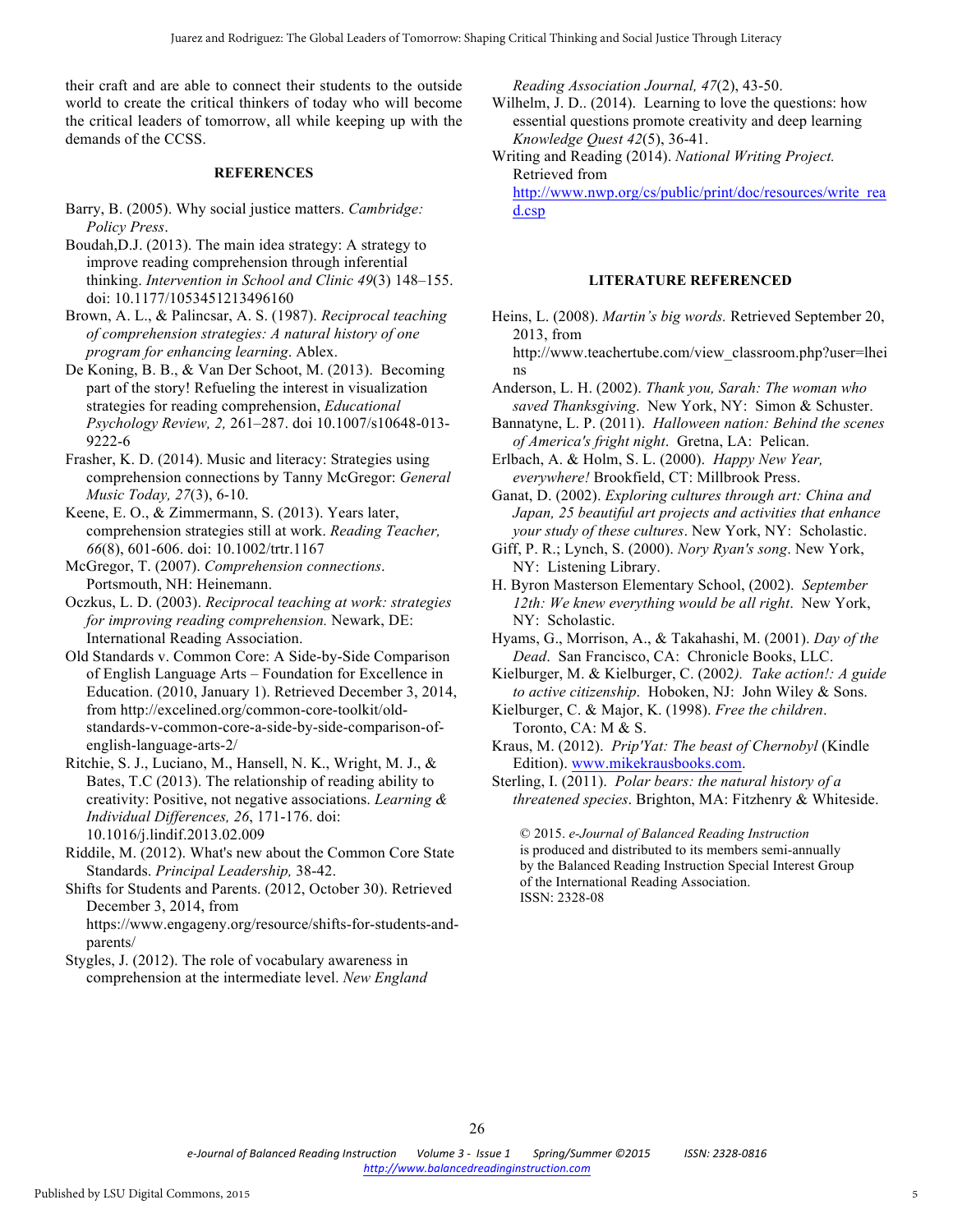their craft and are able to connect their students to the outside world to create the critical thinkers of today who will become the critical leaders of tomorrow, all while keeping up with the demands of the CCSS.

## REFERENCES

Barry, B. (2005). Why social justice matters. *Cambridge: Policy Press*.

Boudah,D.J. (2013). The main idea strategy: A strategy to improve reading comprehension through inferential thinking. *Intervention in School and Clinic 49*(3) 148–155. doi: 10.1177/1053451213496160

Brown, A. L., & Palincsar, A. S. (1987). *Reciprocal teaching of comprehension strategies: A natural history of one program for enhancing learning*. Ablex.

De Koning, B. B., & Van Der Schoot, M. (2013). Becoming part of the story! Refueling the interest in visualization strategies for reading comprehension, *Educational Psychology Review, 2,* 261–287. doi 10.1007/s10648-013-9222-6

Frasher, K. D. (2014). Music and literacy: Strategies using comprehension connections by Tanny McGregor: *General Music Today, 27*(3), 6-10.

Keene, E. O., & Zimmermann, S. (2013). Years later, comprehension strategies still at work. *Reading Teacher, 66*(8), 601-606. doi: 10.1002/trtr.1167

McGregor, T. (2007). *Comprehension connections*. Portsmouth, NH: Heinemann.

Oczkus, L. D. (2003). *Reciprocal teaching at work: strategies for improving reading comprehension.* Newark, DE: International Reading Association.

Old Standards v. Common Core: A Side-by-Side Comparison of English Language Arts – Foundation for Excellence in Education. (2010, January 1). Retrieved December 3, 2014, from http://excelined.org/common-core-toolkit/old-standards-v-common-core-a-side-by-side-comparison-of-english-language-arts-2/

Ritchie, S. J., Luciano, M., Hansell, N. K., Wright, M. J., & Bates, T.C (2013). The relationship of reading ability to creativity: Positive, not negative associations. *Learning & Individual Differences, 26*, 171-176. doi: 10.1016/j.lindif.2013.02.009

Riddile, M. (2012). What's new about the Common Core State Standards. *Principal Leadership,* 38-42.

Shifts for Students and Parents. (2012, October 30). Retrieved December 3, 2014, from https://www.engageny.org/resource/shifts-for-students-and-parents/

Stygles, J. (2012). The role of vocabulary awareness in comprehension at the intermediate level. *New England Reading Association Journal, 47*(2), 43-50.

Wilhelm, J. D.. (2014). Learning to love the questions: how essential questions promote creativity and deep learning *Knowledge Quest 42*(5), 36-41.

Writing and Reading (2014). *National Writing Project.* Retrieved from http://www.nwp.org/cs/public/print/doc/resources/write_read.csp

## LITERATURE REFERENCED

Heins, L. (2008). *Martin's big words.* Retrieved September 20, 2013, from http://www.teachertube.com/view_classroom.php?user=lheins

Anderson, L. H. (2002). *Thank you, Sarah: The woman who saved Thanksgiving*. New York, NY: Simon & Schuster.

Bannatyne, L. P. (2011). *Halloween nation: Behind the scenes of America's fright night*. Gretna, LA: Pelican.

Erlbach, A. & Holm, S. L. (2000). *Happy New Year, everywhere!* Brookfield, CT: Millbrook Press.

Ganat, D. (2002). *Exploring cultures through art: China and Japan, 25 beautiful art projects and activities that enhance your study of these cultures*. New York, NY: Scholastic.

Giff, P. R.; Lynch, S. (2000). *Nory Ryan's song*. New York, NY: Listening Library.

H. Byron Masterson Elementary School, (2002). *September 12th: We knew everything would be all right*. New York, NY: Scholastic.

Hyams, G., Morrison, A., & Takahashi, M. (2001). *Day of the Dead*. San Francisco, CA: Chronicle Books, LLC.

Kielburger, M. & Kielburger, C. (2002*). Take action!: A guide to active citizenship*. Hoboken, NJ: John Wiley & Sons.

Kielburger, C. & Major, K. (1998). *Free the children*. Toronto, CA: M & S.

Kraus, M. (2012). *Prip'Yat: The beast of Chernobyl* (Kindle Edition). www.mikekrausbooks.com.

Sterling, I. (2011). *Polar bears: the natural history of a threatened species*. Brighton, MA: Fitzhenry & Whiteside.

© 2015. *e-Journal of Balanced Reading Instruction* is produced and distributed to its members semi-annually by the Balanced Reading Instruction Special Interest Group of the International Reading Association.
ISSN: 2328-08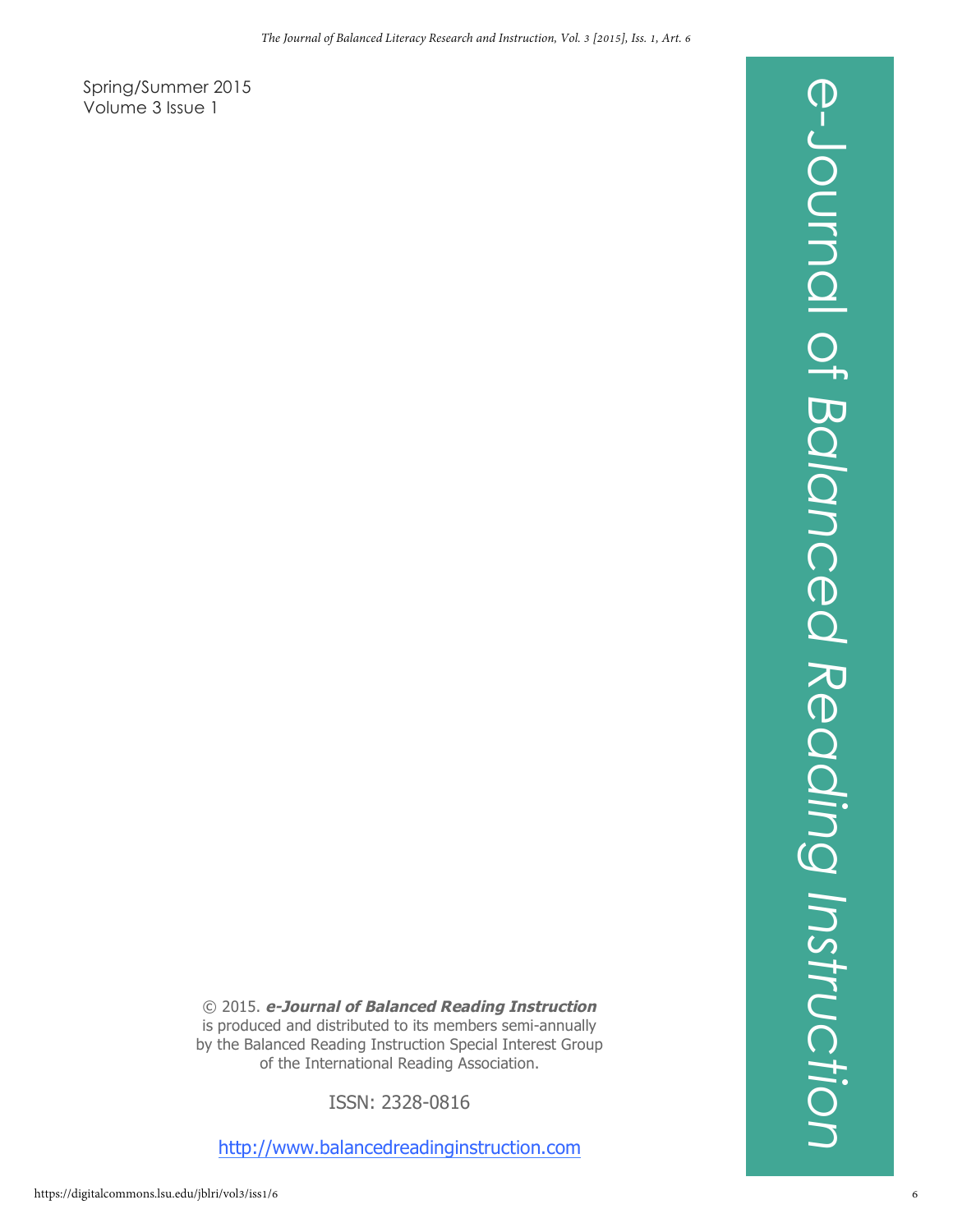Spring/Summer 2015
Volume 3 Issue 1

# e-Journal of *Balanced Reading Instruction*

© 2015. ***e-Journal of Balanced Reading Instruction*** is produced and distributed to its members semi-annually by the Balanced Reading Instruction Special Interest Group of the International Reading Association.

ISSN: 2328-0816

http://www.balancedreadinginstruction.com